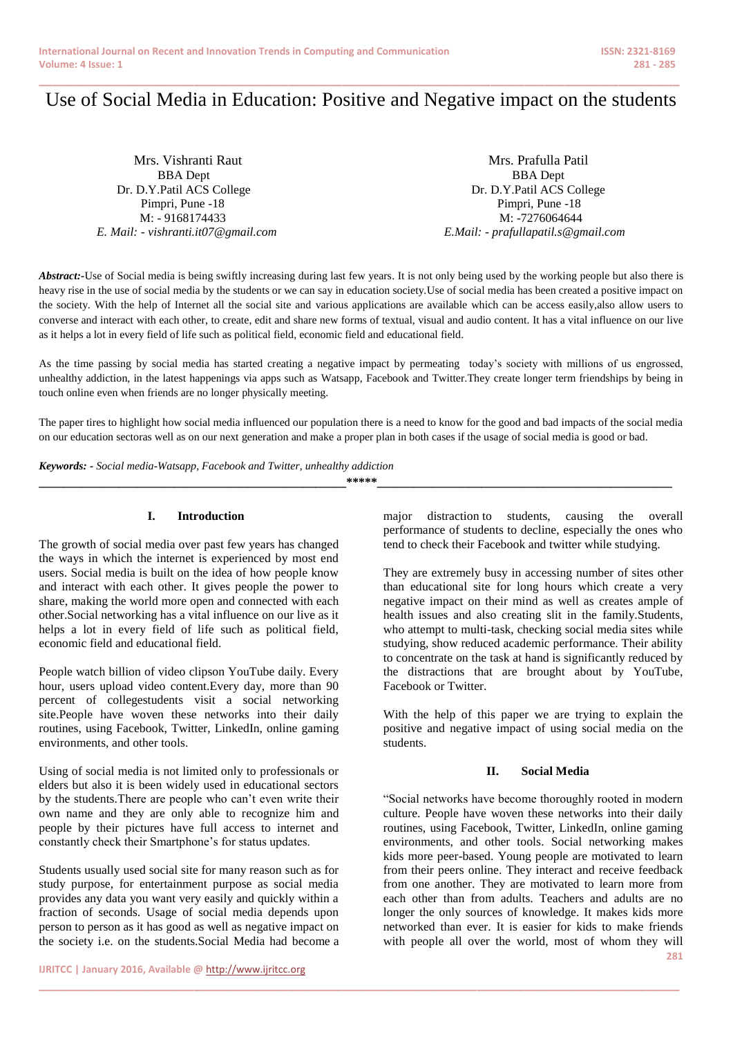# Use of Social Media in Education: Positive and Negative impact on the students

Mrs. Vishranti Raut
BBA Dept
Dr. D.Y.Patil ACS College
Pimpri, Pune -18
M: - 9168174433
*E. Mail: - vishranti.it07@gmail.com*

Mrs. Prafulla Patil
BBA Dept
Dr. D.Y.Patil ACS College
Pimpri, Pune -18
M: -7276064644
*E.Mail: - prafullapatil.s@gmail.com*

***Abstract:-***Use of Social media is being swiftly increasing during last few years. It is not only being used by the working people but also there is heavy rise in the use of social media by the students or we can say in education society.Use of social media has been created a positive impact on the society. With the help of Internet all the social site and various applications are available which can be access easily,also allow users to converse and interact with each other, to create, edit and share new forms of textual, visual and audio content. It has a vital influence on our live as it helps a lot in every field of life such as political field, economic field and educational field.

As the time passing by social media has started creating a negative impact by permeating today's society with millions of us engrossed, unhealthy addiction, in the latest happenings via apps such as Watsapp, Facebook and Twitter.They create longer term friendships by being in touch online even when friends are no longer physically meeting.

The paper tires to highlight how social media influenced our population there is a need to know for the good and bad impacts of the social media on our education sectoras well as on our next generation and make a proper plan in both cases if the usage of social media is good or bad.

***Keywords: -*** *Social media-Watsapp, Facebook and Twitter, unhealthy addiction*

\*\*\*\*\*

## I. Introduction

The growth of social media over past few years has changed the ways in which the internet is experienced by most end users. Social media is built on the idea of how people know and interact with each other. It gives people the power to share, making the world more open and connected with each other.Social networking has a vital influence on our live as it helps a lot in every field of life such as political field, economic field and educational field.

People watch billion of video clipson YouTube daily. Every hour, users upload video content.Every day, more than 90 percent of collegestudents visit a social networking site.People have woven these networks into their daily routines, using Facebook, Twitter, LinkedIn, online gaming environments, and other tools.

Using of social media is not limited only to professionals or elders but also it is been widely used in educational sectors by the students.There are people who can't even write their own name and they are only able to recognize him and people by their pictures have full access to internet and constantly check their Smartphone's for status updates.

Students usually used social site for many reason such as for study purpose, for entertainment purpose as social media provides any data you want very easily and quickly within a fraction of seconds. Usage of social media depends upon person to person as it has good as well as negative impact on the society i.e. on the students.Social Media had become a major distraction to students, causing the overall performance of students to decline, especially the ones who tend to check their Facebook and twitter while studying.

They are extremely busy in accessing number of sites other than educational site for long hours which create a very negative impact on their mind as well as creates ample of health issues and also creating slit in the family.Students, who attempt to multi-task, checking social media sites while studying, show reduced academic performance. Their ability to concentrate on the task at hand is significantly reduced by the distractions that are brought about by YouTube, Facebook or Twitter.

With the help of this paper we are trying to explain the positive and negative impact of using social media on the students.

## II. Social Media

"Social networks have become thoroughly rooted in modern culture. People have woven these networks into their daily routines, using Facebook, Twitter, LinkedIn, online gaming environments, and other tools. Social networking makes kids more peer-based. Young people are motivated to learn from their peers online. They interact and receive feedback from one another. They are motivated to learn more from each other than from adults. Teachers and adults are no longer the only sources of knowledge. It makes kids more networked than ever. It is easier for kids to make friends with people all over the world, most of whom they will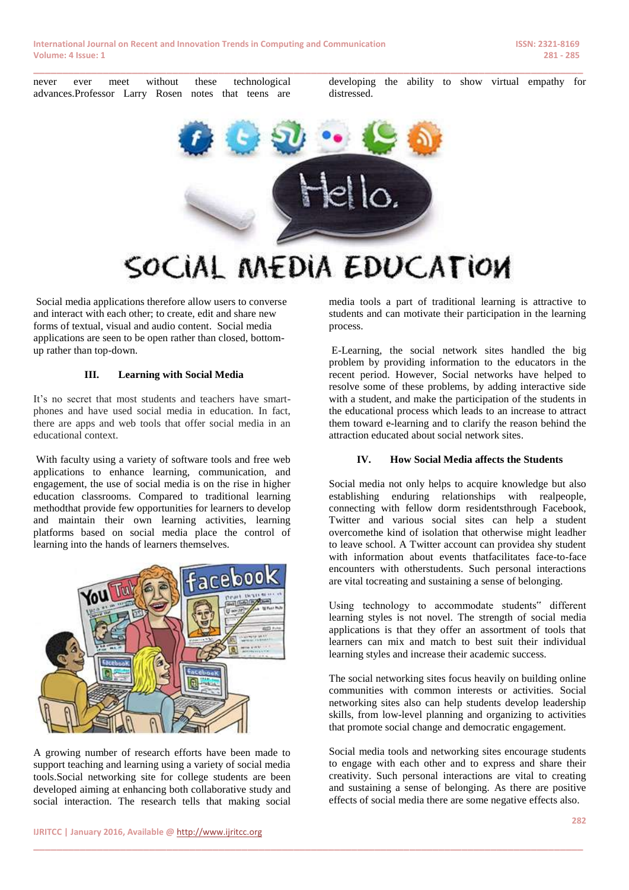never ever meet without these technological advances.Professor Larry Rosen notes that teens are developing the ability to show virtual empathy for distressed.

Social media applications therefore allow users to converse and interact with each other; to create, edit and share new forms of textual, visual and audio content. Social media applications are seen to be open rather than closed, bottom-up rather than top-down.

### III. Learning with Social Media

It's no secret that most students and teachers have smart-phones and have used social media in education. In fact, there are apps and web tools that offer social media in an educational context.

With faculty using a variety of software tools and free web applications to enhance learning, communication, and engagement, the use of social media is on the rise in higher education classrooms. Compared to traditional learning methodthat provide few opportunities for learners to develop and maintain their own learning activities, learning platforms based on social media place the control of learning into the hands of learners themselves.

A growing number of research efforts have been made to support teaching and learning using a variety of social media tools.Social networking site for college students are been developed aiming at enhancing both collaborative study and social interaction. The research tells that making social media tools a part of traditional learning is attractive to students and can motivate their participation in the learning process.

E-Learning, the social network sites handled the big problem by providing information to the educators in the recent period. However, Social networks have helped to resolve some of these problems, by adding interactive side with a student, and make the participation of the students in the educational process which leads to an increase to attract them toward e-learning and to clarify the reason behind the attraction educated about social network sites.

### IV. How Social Media affects the Students

Social media not only helps to acquire knowledge but also establishing enduring relationships with realpeople, connecting with fellow dorm residentsthrough Facebook, Twitter and various social sites can help a student overcomethe kind of isolation that otherwise might leadher to leave school. A Twitter account can providea shy student with information about events thatfacilitates face-to-face encounters with otherstudents. Such personal interactions are vital tocreating and sustaining a sense of belonging.

Using technology to accommodate students" different learning styles is not novel. The strength of social media applications is that they offer an assortment of tools that learners can mix and match to best suit their individual learning styles and increase their academic success.

The social networking sites focus heavily on building online communities with common interests or activities. Social networking sites also can help students develop leadership skills, from low-level planning and organizing to activities that promote social change and democratic engagement.

Social media tools and networking sites encourage students to engage with each other and to express and share their creativity. Such personal interactions are vital to creating and sustaining a sense of belonging. As there are positive effects of social media there are some negative effects also.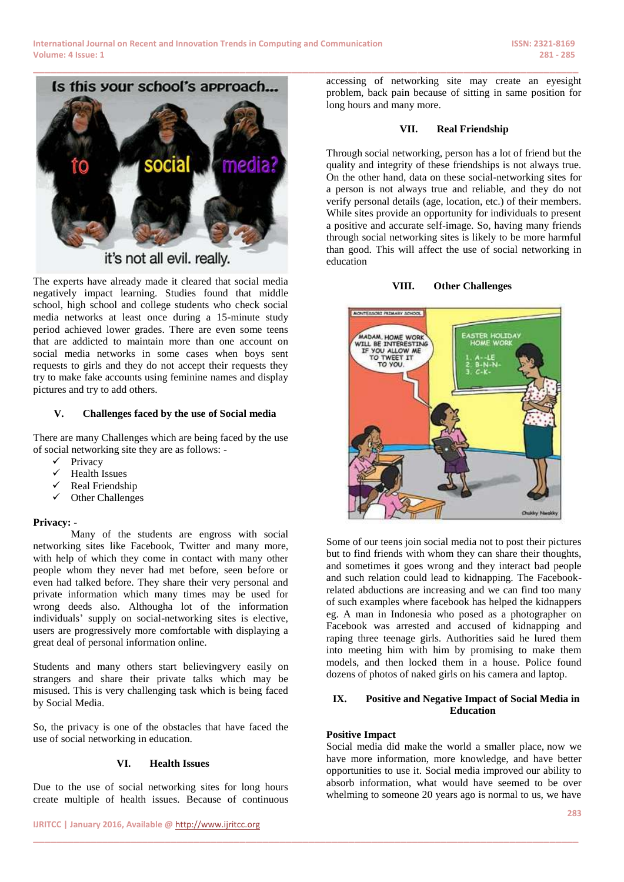The experts have already made it cleared that social media negatively impact learning. Studies found that middle school, high school and college students who check social media networks at least once during a 15-minute study period achieved lower grades. There are even some teens that are addicted to maintain more than one account on social media networks in some cases when boys sent requests to girls and they do not accept their requests they try to make fake accounts using feminine names and display pictures and try to add others.

## V. Challenges faced by the use of Social media

There are many Challenges which are being faced by the use of social networking site they are as follows: -

- ✓ Privacy
- ✓ Health Issues
- ✓ Real Friendship
- ✓ Other Challenges

**Privacy: -**

Many of the students are engross with social networking sites like Facebook, Twitter and many more, with help of which they come in contact with many other people whom they never had met before, seen before or even had talked before. They share their very personal and private information which many times may be used for wrong deeds also. Althougha lot of the information individuals' supply on social-networking sites is elective, users are progressively more comfortable with displaying a great deal of personal information online.

Students and many others start believingvery easily on strangers and share their private talks which may be misused. This is very challenging task which is being faced by Social Media.

So, the privacy is one of the obstacles that have faced the use of social networking in education.

## VI. Health Issues

Due to the use of social networking sites for long hours create multiple of health issues. Because of continuous accessing of networking site may create an eyesight problem, back pain because of sitting in same position for long hours and many more.

## VII. Real Friendship

Through social networking, person has a lot of friend but the quality and integrity of these friendships is not always true. On the other hand, data on these social-networking sites for a person is not always true and reliable, and they do not verify personal details (age, location, etc.) of their members. While sites provide an opportunity for individuals to present a positive and accurate self-image. So, having many friends through social networking sites is likely to be more harmful than good. This will affect the use of social networking in education

## VIII. Other Challenges

Some of our teens join social media not to post their pictures but to find friends with whom they can share their thoughts, and sometimes it goes wrong and they interact bad people and such relation could lead to kidnapping. The Facebook-related abductions are increasing and we can find too many of such examples where facebook has helped the kidnappers eg. A man in Indonesia who posed as a photographer on Facebook was arrested and accused of kidnapping and raping three teenage girls. Authorities said he lured them into meeting him with him by promising to make them models, and then locked them in a house. Police found dozens of photos of naked girls on his camera and laptop.

## IX. Positive and Negative Impact of Social Media in Education

**Positive Impact**

Social media did make the world a smaller place, now we have more information, more knowledge, and have better opportunities to use it. Social media improved our ability to absorb information, what would have seemed to be over whelming to someone 20 years ago is normal to us, we have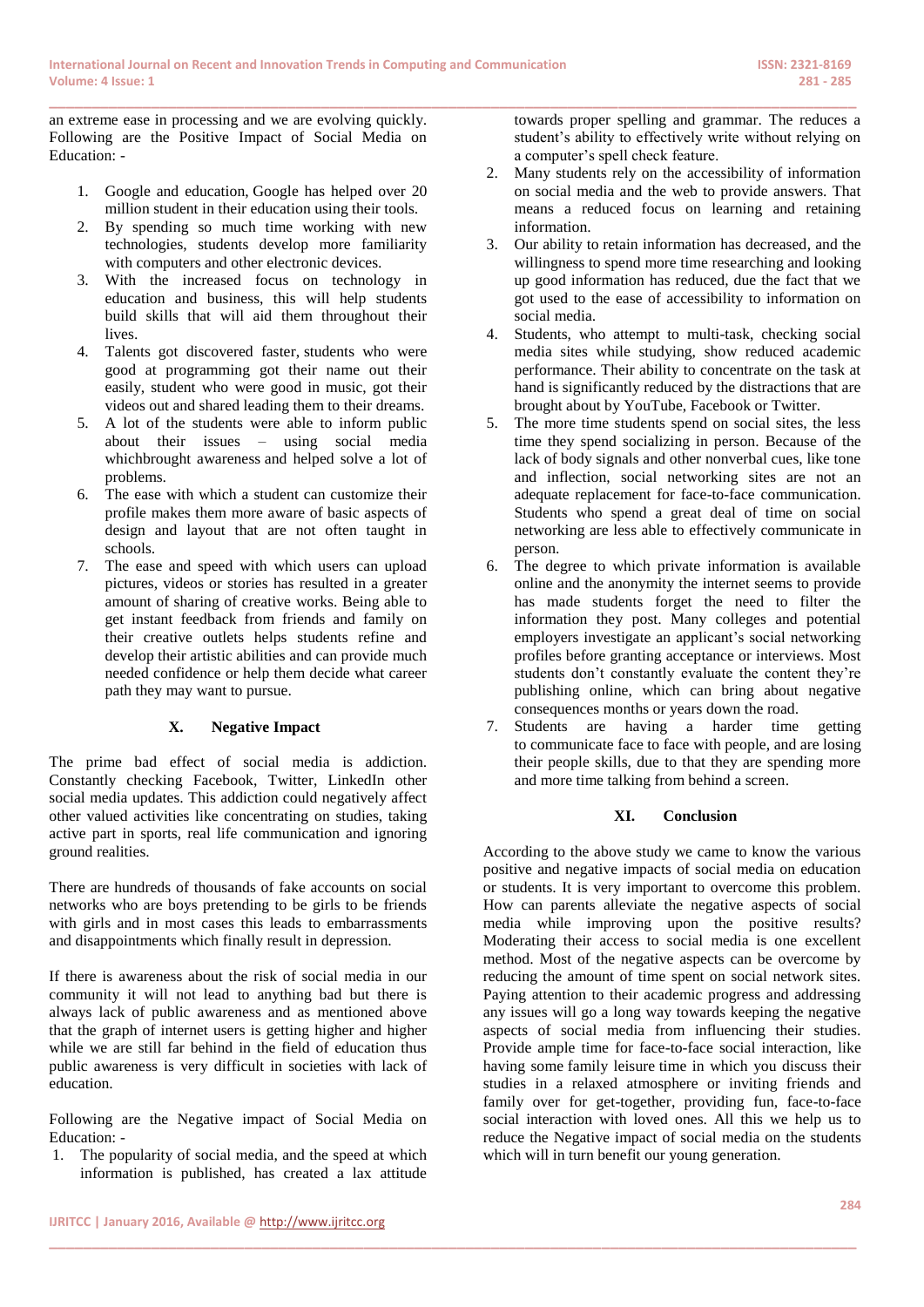an extreme ease in processing and we are evolving quickly. Following are the Positive Impact of Social Media on Education: -

1. Google and education, Google has helped over 20 million student in their education using their tools.
2. By spending so much time working with new technologies, students develop more familiarity with computers and other electronic devices.
3. With the increased focus on technology in education and business, this will help students build skills that will aid them throughout their lives.
4. Talents got discovered faster, students who were good at programming got their name out their easily, student who were good in music, got their videos out and shared leading them to their dreams.
5. A lot of the students were able to inform public about their issues – using social media whichbrought awareness and helped solve a lot of problems.
6. The ease with which a student can customize their profile makes them more aware of basic aspects of design and layout that are not often taught in schools.
7. The ease and speed with which users can upload pictures, videos or stories has resulted in a greater amount of sharing of creative works. Being able to get instant feedback from friends and family on their creative outlets helps students refine and develop their artistic abilities and can provide much needed confidence or help them decide what career path they may want to pursue.

## X. Negative Impact

The prime bad effect of social media is addiction. Constantly checking Facebook, Twitter, LinkedIn other social media updates. This addiction could negatively affect other valued activities like concentrating on studies, taking active part in sports, real life communication and ignoring ground realities.

There are hundreds of thousands of fake accounts on social networks who are boys pretending to be girls to be friends with girls and in most cases this leads to embarrassments and disappointments which finally result in depression.

If there is awareness about the risk of social media in our community it will not lead to anything bad but there is always lack of public awareness and as mentioned above that the graph of internet users is getting higher and higher while we are still far behind in the field of education thus public awareness is very difficult in societies with lack of education.

Following are the Negative impact of Social Media on Education: -

1. The popularity of social media, and the speed at which information is published, has created a lax attitude towards proper spelling and grammar. The reduces a student's ability to effectively write without relying on a computer's spell check feature.
2. Many students rely on the accessibility of information on social media and the web to provide answers. That means a reduced focus on learning and retaining information.
3. Our ability to retain information has decreased, and the willingness to spend more time researching and looking up good information has reduced, due the fact that we got used to the ease of accessibility to information on social media.
4. Students, who attempt to multi-task, checking social media sites while studying, show reduced academic performance. Their ability to concentrate on the task at hand is significantly reduced by the distractions that are brought about by YouTube, Facebook or Twitter.
5. The more time students spend on social sites, the less time they spend socializing in person. Because of the lack of body signals and other nonverbal cues, like tone and inflection, social networking sites are not an adequate replacement for face-to-face communication. Students who spend a great deal of time on social networking are less able to effectively communicate in person.
6. The degree to which private information is available online and the anonymity the internet seems to provide has made students forget the need to filter the information they post. Many colleges and potential employers investigate an applicant's social networking profiles before granting acceptance or interviews. Most students don't constantly evaluate the content they're publishing online, which can bring about negative consequences months or years down the road.
7. Students are having a harder time getting to communicate face to face with people, and are losing their people skills, due to that they are spending more and more time talking from behind a screen.

## XI. Conclusion

According to the above study we came to know the various positive and negative impacts of social media on education or students. It is very important to overcome this problem. How can parents alleviate the negative aspects of social media while improving upon the positive results? Moderating their access to social media is one excellent method. Most of the negative aspects can be overcome by reducing the amount of time spent on social network sites. Paying attention to their academic progress and addressing any issues will go a long way towards keeping the negative aspects of social media from influencing their studies. Provide ample time for face-to-face social interaction, like having some family leisure time in which you discuss their studies in a relaxed atmosphere or inviting friends and family over for get-together, providing fun, face-to-face social interaction with loved ones. All this we help us to reduce the Negative impact of social media on the students which will in turn benefit our young generation.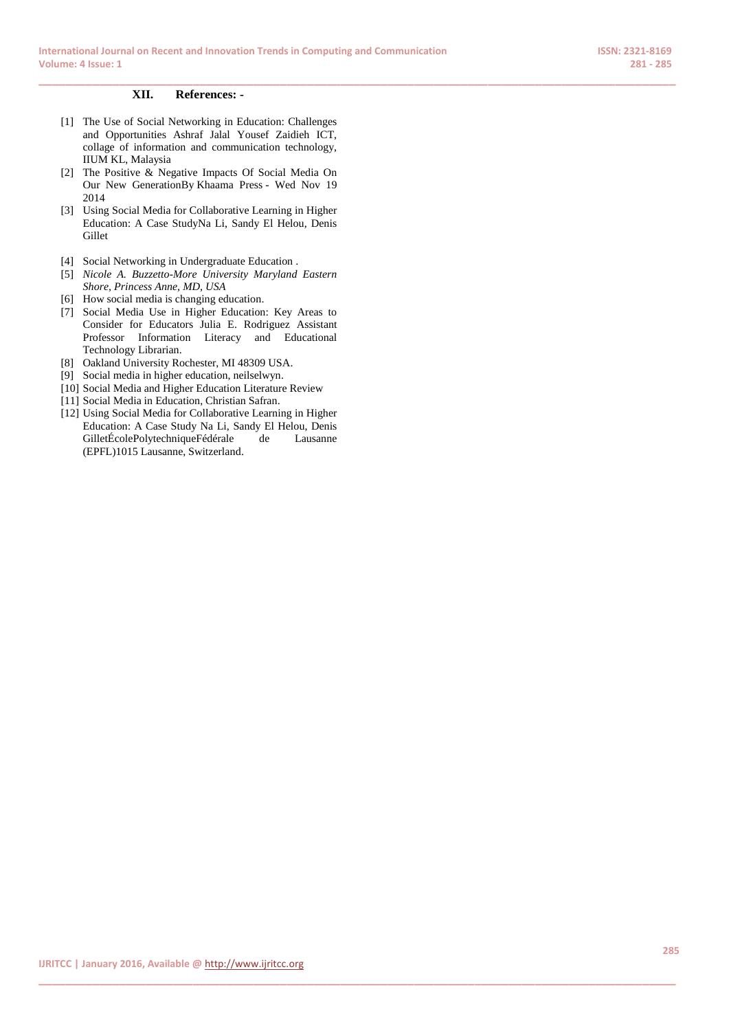## XII. References: -

[1] The Use of Social Networking in Education: Challenges and Opportunities Ashraf Jalal Yousef Zaidieh ICT, collage of information and communication technology, IIUM KL, Malaysia

[2] The Positive & Negative Impacts Of Social Media On Our New GenerationBy Khaama Press - Wed Nov 19 2014

[3] Using Social Media for Collaborative Learning in Higher Education: A Case StudyNa Li, Sandy El Helou, Denis Gillet

[4] Social Networking in Undergraduate Education .

[5] *Nicole A. Buzzetto-More University Maryland Eastern Shore, Princess Anne, MD, USA*

[6] How social media is changing education.

[7] Social Media Use in Higher Education: Key Areas to Consider for Educators Julia E. Rodriguez Assistant Professor Information Literacy and Educational Technology Librarian.

[8] Oakland University Rochester, MI 48309 USA.

[9] Social media in higher education, neilselwyn.

[10] Social Media and Higher Education Literature Review

[11] Social Media in Education, Christian Safran.

[12] Using Social Media for Collaborative Learning in Higher Education: A Case Study Na Li, Sandy El Helou, Denis GilletÉcolePolytechniqueFédérale de Lausanne (EPFL)1015 Lausanne, Switzerland.